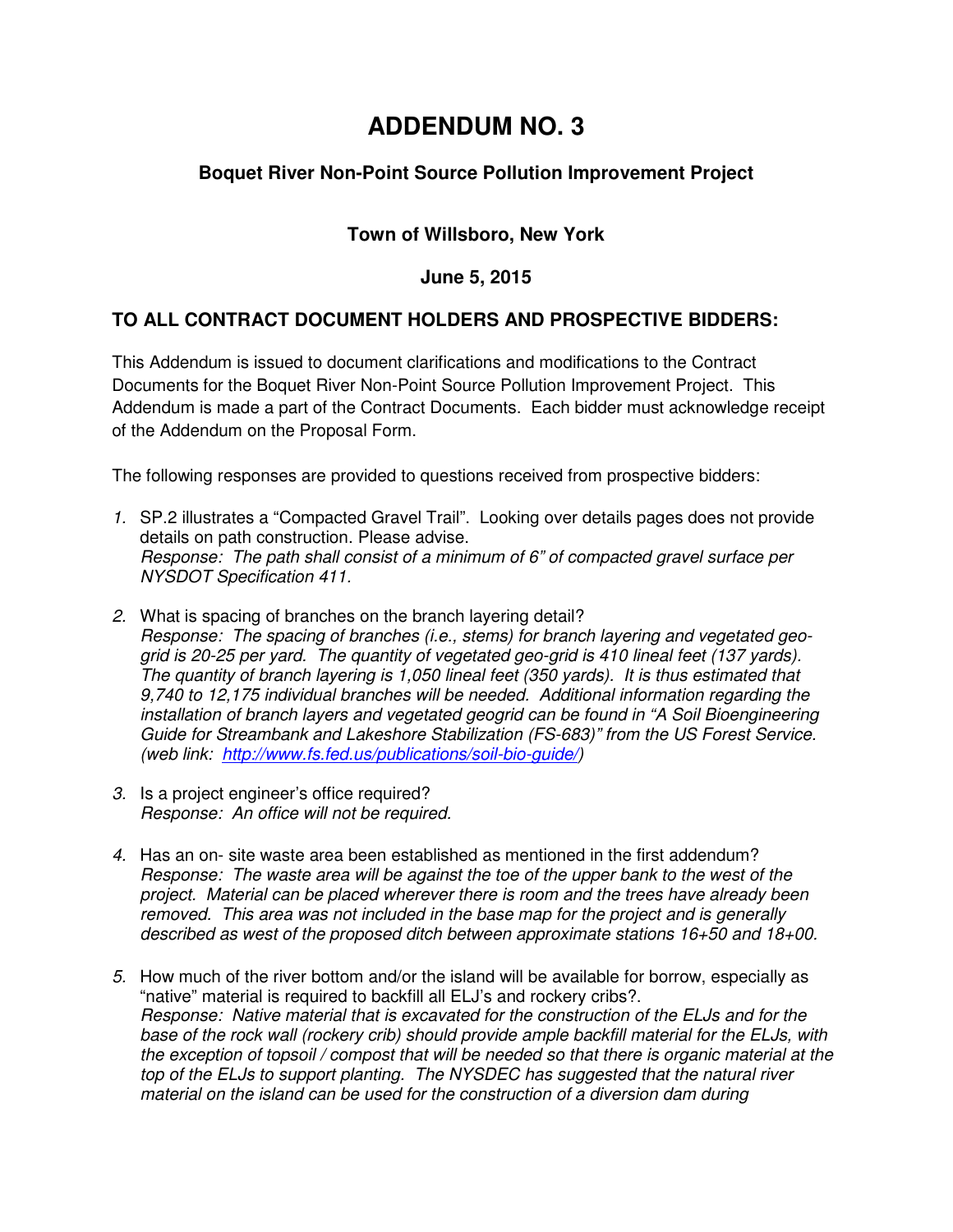# ADDENDUM NO. 3

### Boquet River Non-Point Source Pollution Improvement Project

### Town of Willsboro, New York

### June 5, 2015

## TO ALL CONTRACT DOCUMENT HOLDERS AND PROSPECTIVE BIDDERS:

This Addendum is issued to document clarifications and modifications to the Contract Documents for the Boquet River Non-Point Source Pollution Improvement Project. This Addendum is made a part of the Contract Documents. Each bidder must acknowledge receipt of the Addendum on the Proposal Form.

The following responses are provided to questions received from prospective bidders:

1. SP.2 illustrates a "Compacted Gravel Trail". Looking over details pages does not provide details on path construction. Please advise.
   *Response: The path shall consist of a minimum of 6" of compacted gravel surface per NYSDOT Specification 411.*

2. What is spacing of branches on the branch layering detail?
   *Response: The spacing of branches (i.e., stems) for branch layering and vegetated geo-grid is 20-25 per yard. The quantity of vegetated geo-grid is 410 lineal feet (137 yards). The quantity of branch layering is 1,050 lineal feet (350 yards). It is thus estimated that 9,740 to 12,175 individual branches will be needed. Additional information regarding the installation of branch layers and vegetated geogrid can be found in "A Soil Bioengineering Guide for Streambank and Lakeshore Stabilization (FS-683)" from the US Forest Service. (web link: [http://www.fs.fed.us/publications/soil-bio-guide/](http://www.fs.fed.us/publications/soil-bio-guide/))*

3. Is a project engineer's office required?
   *Response: An office will not be required.*

4. Has an on- site waste area been established as mentioned in the first addendum?
   *Response: The waste area will be against the toe of the upper bank to the west of the project. Material can be placed wherever there is room and the trees have already been removed. This area was not included in the base map for the project and is generally described as west of the proposed ditch between approximate stations 16+50 and 18+00.*

5. How much of the river bottom and/or the island will be available for borrow, especially as "native" material is required to backfill all ELJ's and rockery cribs?.
   *Response: Native material that is excavated for the construction of the ELJs and for the base of the rock wall (rockery crib) should provide ample backfill material for the ELJs, with the exception of topsoil / compost that will be needed so that there is organic material at the top of the ELJs to support planting. The NYSDEC has suggested that the natural river material on the island can be used for the construction of a diversion dam during*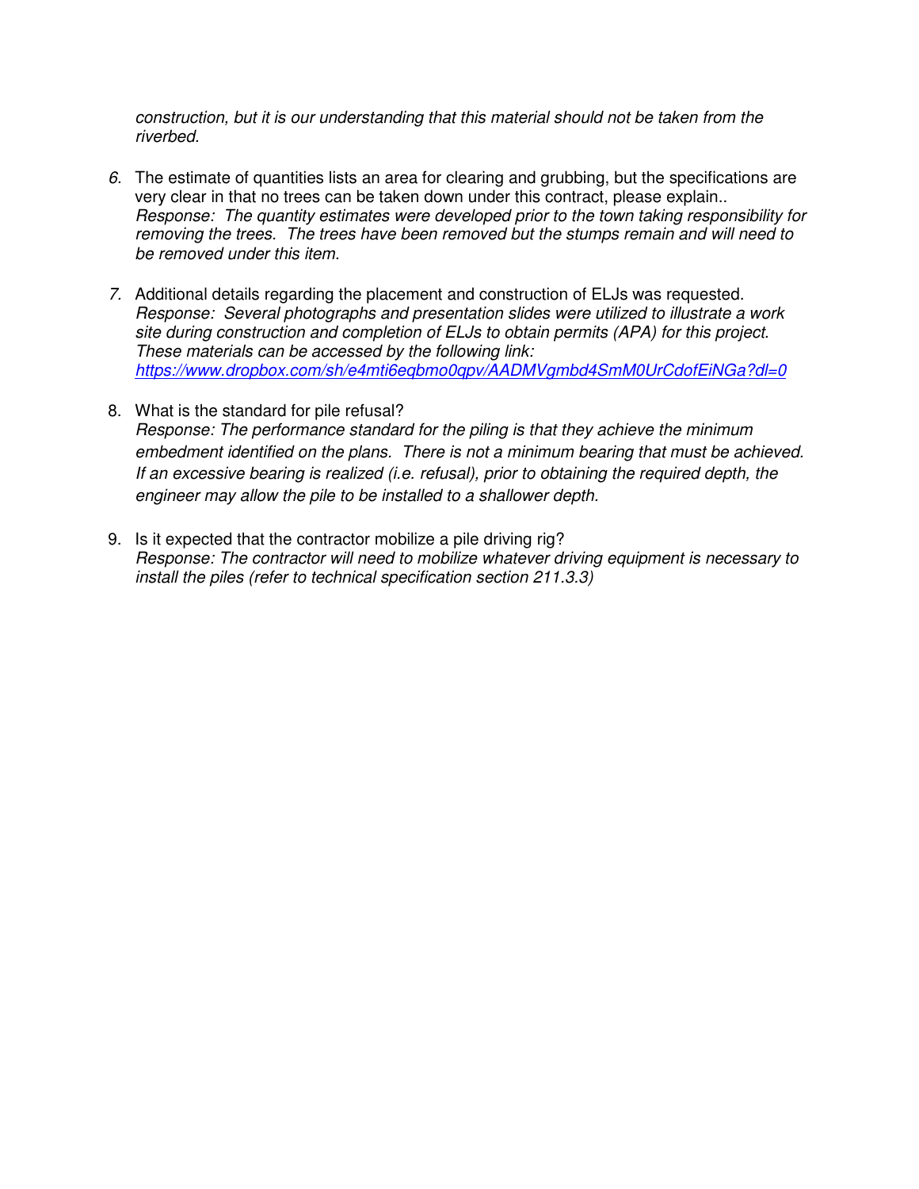*construction, but it is our understanding that this material should not be taken from the riverbed.*

6. The estimate of quantities lists an area for clearing and grubbing, but the specifications are very clear in that no trees can be taken down under this contract, please explain..
   *Response: The quantity estimates were developed prior to the town taking responsibility for removing the trees. The trees have been removed but the stumps remain and will need to be removed under this item.*

7. Additional details regarding the placement and construction of ELJs was requested.
   *Response: Several photographs and presentation slides were utilized to illustrate a work site during construction and completion of ELJs to obtain permits (APA) for this project. These materials can be accessed by the following link:*
   *https://www.dropbox.com/sh/e4mti6eqbmo0qpv/AADMVgmbd4SmM0UrCdofEiNGa?dl=0*

8. What is the standard for pile refusal?
   *Response: The performance standard for the piling is that they achieve the minimum embedment identified on the plans. There is not a minimum bearing that must be achieved. If an excessive bearing is realized (i.e. refusal), prior to obtaining the required depth, the engineer may allow the pile to be installed to a shallower depth.*

9. Is it expected that the contractor mobilize a pile driving rig?
   *Response: The contractor will need to mobilize whatever driving equipment is necessary to install the piles (refer to technical specification section 211.3.3)*